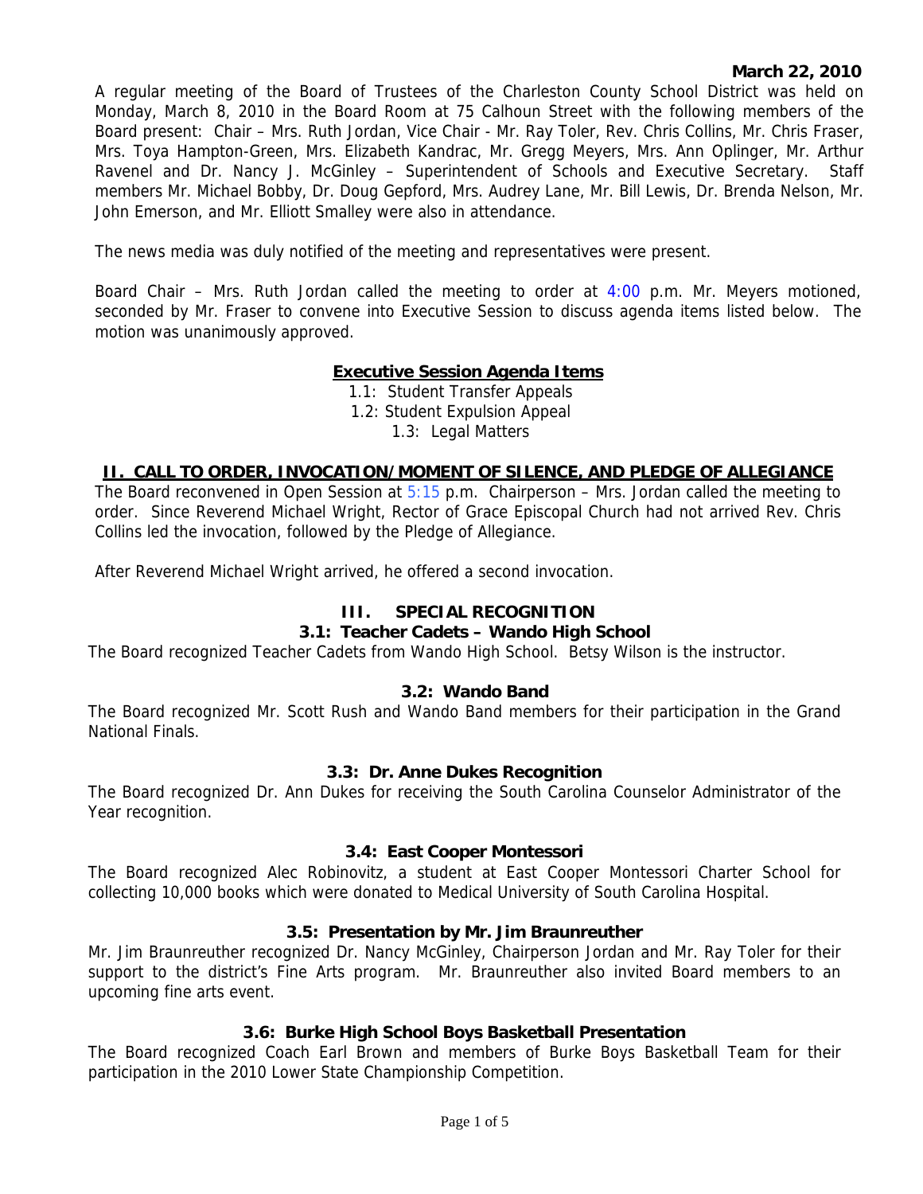**March 22, 2010**

A regular meeting of the Board of Trustees of the Charleston County School District was held on Monday, March 8, 2010 in the Board Room at 75 Calhoun Street with the following members of the Board present: Chair – Mrs. Ruth Jordan, Vice Chair - Mr. Ray Toler, Rev. Chris Collins, Mr. Chris Fraser, Mrs. Toya Hampton-Green, Mrs. Elizabeth Kandrac, Mr. Gregg Meyers, Mrs. Ann Oplinger, Mr. Arthur Ravenel and Dr. Nancy J. McGinley – Superintendent of Schools and Executive Secretary. Staff members Mr. Michael Bobby, Dr. Doug Gepford, Mrs. Audrey Lane, Mr. Bill Lewis, Dr. Brenda Nelson, Mr. John Emerson, and Mr. Elliott Smalley were also in attendance.

The news media was duly notified of the meeting and representatives were present.

Board Chair – Mrs. Ruth Jordan called the meeting to order at 4:00 p.m. Mr. Meyers motioned, seconded by Mr. Fraser to convene into Executive Session to discuss agenda items listed below. The motion was unanimously approved.

**Executive Session Agenda Items**

1.1: Student Transfer Appeals
1.2: Student Expulsion Appeal
1.3: Legal Matters

## II. CALL TO ORDER, INVOCATION/MOMENT OF SILENCE, AND PLEDGE OF ALLEGIANCE

The Board reconvened in Open Session at 5:15 p.m. Chairperson – Mrs. Jordan called the meeting to order. Since Reverend Michael Wright, Rector of Grace Episcopal Church had not arrived Rev. Chris Collins led the invocation, followed by the Pledge of Allegiance.

After Reverend Michael Wright arrived, he offered a second invocation.

## III. SPECIAL RECOGNITION

### 3.1: Teacher Cadets – Wando High School

The Board recognized Teacher Cadets from Wando High School. Betsy Wilson is the instructor.

### 3.2: Wando Band

The Board recognized Mr. Scott Rush and Wando Band members for their participation in the Grand National Finals.

### 3.3: Dr. Anne Dukes Recognition

The Board recognized Dr. Ann Dukes for receiving the South Carolina Counselor Administrator of the Year recognition.

### 3.4: East Cooper Montessori

The Board recognized Alec Robinovitz, a student at East Cooper Montessori Charter School for collecting 10,000 books which were donated to Medical University of South Carolina Hospital.

### 3.5: Presentation by Mr. Jim Braunreuther

Mr. Jim Braunreuther recognized Dr. Nancy McGinley, Chairperson Jordan and Mr. Ray Toler for their support to the district's Fine Arts program. Mr. Braunreuther also invited Board members to an upcoming fine arts event.

### 3.6: Burke High School Boys Basketball Presentation

The Board recognized Coach Earl Brown and members of Burke Boys Basketball Team for their participation in the 2010 Lower State Championship Competition.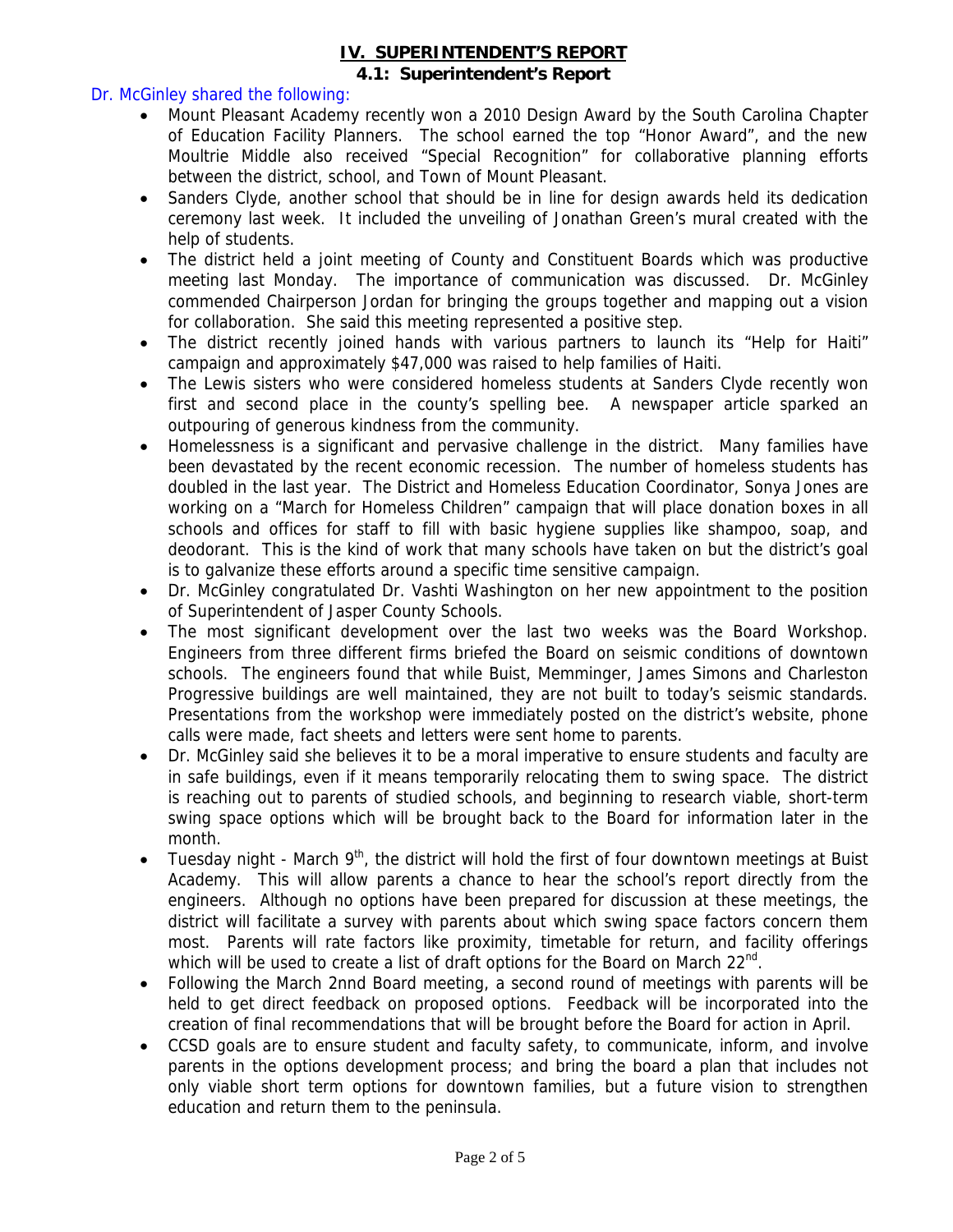## IV. SUPERINTENDENT'S REPORT

### 4.1: Superintendent's Report

Dr. McGinley shared the following:

- Mount Pleasant Academy recently won a 2010 Design Award by the South Carolina Chapter of Education Facility Planners. The school earned the top "Honor Award", and the new Moultrie Middle also received "Special Recognition" for collaborative planning efforts between the district, school, and Town of Mount Pleasant.
- Sanders Clyde, another school that should be in line for design awards held its dedication ceremony last week. It included the unveiling of Jonathan Green's mural created with the help of students.
- The district held a joint meeting of County and Constituent Boards which was productive meeting last Monday. The importance of communication was discussed. Dr. McGinley commended Chairperson Jordan for bringing the groups together and mapping out a vision for collaboration. She said this meeting represented a positive step.
- The district recently joined hands with various partners to launch its "Help for Haiti" campaign and approximately $47,000 was raised to help families of Haiti.
- The Lewis sisters who were considered homeless students at Sanders Clyde recently won first and second place in the county's spelling bee. A newspaper article sparked an outpouring of generous kindness from the community.
- Homelessness is a significant and pervasive challenge in the district. Many families have been devastated by the recent economic recession. The number of homeless students has doubled in the last year. The District and Homeless Education Coordinator, Sonya Jones are working on a "March for Homeless Children" campaign that will place donation boxes in all schools and offices for staff to fill with basic hygiene supplies like shampoo, soap, and deodorant. This is the kind of work that many schools have taken on but the district's goal is to galvanize these efforts around a specific time sensitive campaign.
- Dr. McGinley congratulated Dr. Vashti Washington on her new appointment to the position of Superintendent of Jasper County Schools.
- The most significant development over the last two weeks was the Board Workshop. Engineers from three different firms briefed the Board on seismic conditions of downtown schools. The engineers found that while Buist, Memminger, James Simons and Charleston Progressive buildings are well maintained, they are not built to today's seismic standards. Presentations from the workshop were immediately posted on the district's website, phone calls were made, fact sheets and letters were sent home to parents.
- Dr. McGinley said she believes it to be a moral imperative to ensure students and faculty are in safe buildings, even if it means temporarily relocating them to swing space. The district is reaching out to parents of studied schools, and beginning to research viable, short-term swing space options which will be brought back to the Board for information later in the month.
- Tuesday night - March 9th, the district will hold the first of four downtown meetings at Buist Academy. This will allow parents a chance to hear the school's report directly from the engineers. Although no options have been prepared for discussion at these meetings, the district will facilitate a survey with parents about which swing space factors concern them most. Parents will rate factors like proximity, timetable for return, and facility offerings which will be used to create a list of draft options for the Board on March 22nd.
- Following the March 2nnd Board meeting, a second round of meetings with parents will be held to get direct feedback on proposed options. Feedback will be incorporated into the creation of final recommendations that will be brought before the Board for action in April.
- CCSD goals are to ensure student and faculty safety, to communicate, inform, and involve parents in the options development process; and bring the board a plan that includes not only viable short term options for downtown families, but a future vision to strengthen education and return them to the peninsula.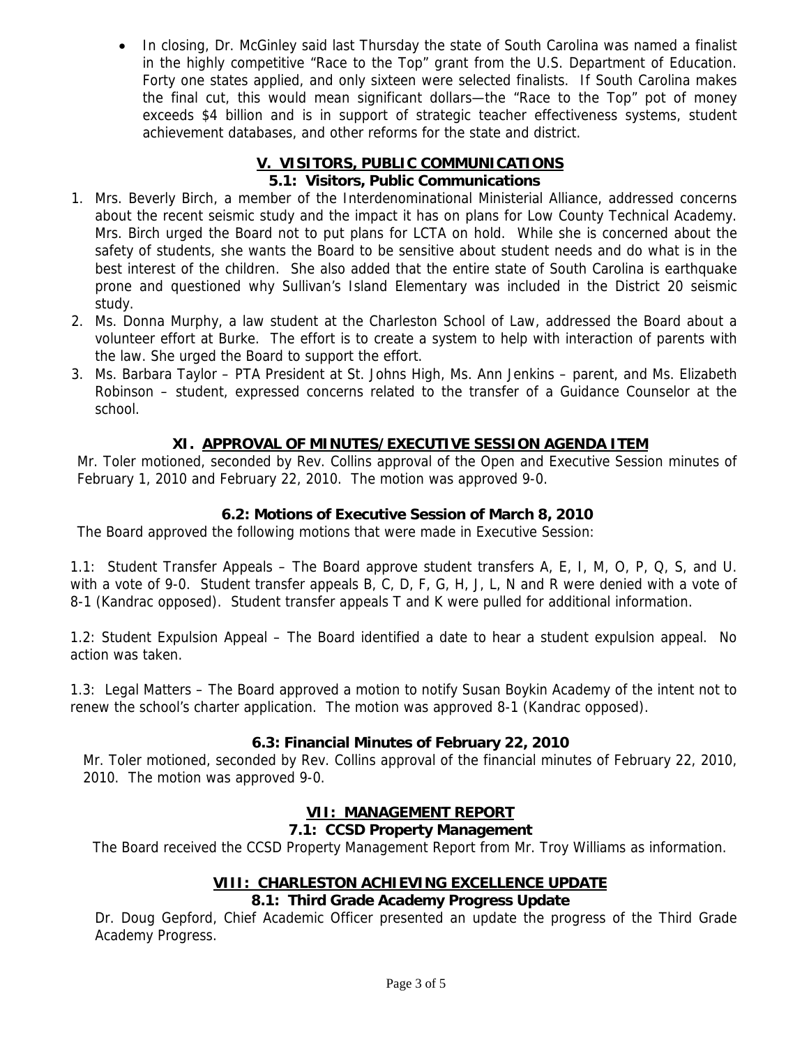- In closing, Dr. McGinley said last Thursday the state of South Carolina was named a finalist in the highly competitive "Race to the Top" grant from the U.S. Department of Education. Forty one states applied, and only sixteen were selected finalists. If South Carolina makes the final cut, this would mean significant dollars—the "Race to the Top" pot of money exceeds $4 billion and is in support of strategic teacher effectiveness systems, student achievement databases, and other reforms for the state and district.

## V. VISITORS, PUBLIC COMMUNICATIONS

### 5.1: Visitors, Public Communications

1. Mrs. Beverly Birch, a member of the Interdenominational Ministerial Alliance, addressed concerns about the recent seismic study and the impact it has on plans for Low County Technical Academy. Mrs. Birch urged the Board not to put plans for LCTA on hold. While she is concerned about the safety of students, she wants the Board to be sensitive about student needs and do what is in the best interest of the children. She also added that the entire state of South Carolina is earthquake prone and questioned why Sullivan's Island Elementary was included in the District 20 seismic study.
2. Ms. Donna Murphy, a law student at the Charleston School of Law, addressed the Board about a volunteer effort at Burke. The effort is to create a system to help with interaction of parents with the law. She urged the Board to support the effort.
3. Ms. Barbara Taylor – PTA President at St. Johns High, Ms. Ann Jenkins – parent, and Ms. Elizabeth Robinson – student, expressed concerns related to the transfer of a Guidance Counselor at the school.

## XI. APPROVAL OF MINUTES/EXECUTIVE SESSION AGENDA ITEM

Mr. Toler motioned, seconded by Rev. Collins approval of the Open and Executive Session minutes of February 1, 2010 and February 22, 2010. The motion was approved 9-0.

### 6.2: Motions of Executive Session of March 8, 2010

The Board approved the following motions that were made in Executive Session:

1.1: Student Transfer Appeals – The Board approve student transfers A, E, I, M, O, P, Q, S, and U. with a vote of 9-0. Student transfer appeals B, C, D, F, G, H, J, L, N and R were denied with a vote of 8-1 (Kandrac opposed). Student transfer appeals T and K were pulled for additional information.

1.2: Student Expulsion Appeal – The Board identified a date to hear a student expulsion appeal. No action was taken.

1.3: Legal Matters – The Board approved a motion to notify Susan Boykin Academy of the intent not to renew the school's charter application. The motion was approved 8-1 (Kandrac opposed).

### 6.3: Financial Minutes of February 22, 2010

Mr. Toler motioned, seconded by Rev. Collins approval of the financial minutes of February 22, 2010, 2010. The motion was approved 9-0.

## VII: MANAGEMENT REPORT

### 7.1: CCSD Property Management

The Board received the CCSD Property Management Report from Mr. Troy Williams as information.

## VIII: CHARLESTON ACHIEVING EXCELLENCE UPDATE

### 8.1: Third Grade Academy Progress Update

Dr. Doug Gepford, Chief Academic Officer presented an update the progress of the Third Grade Academy Progress.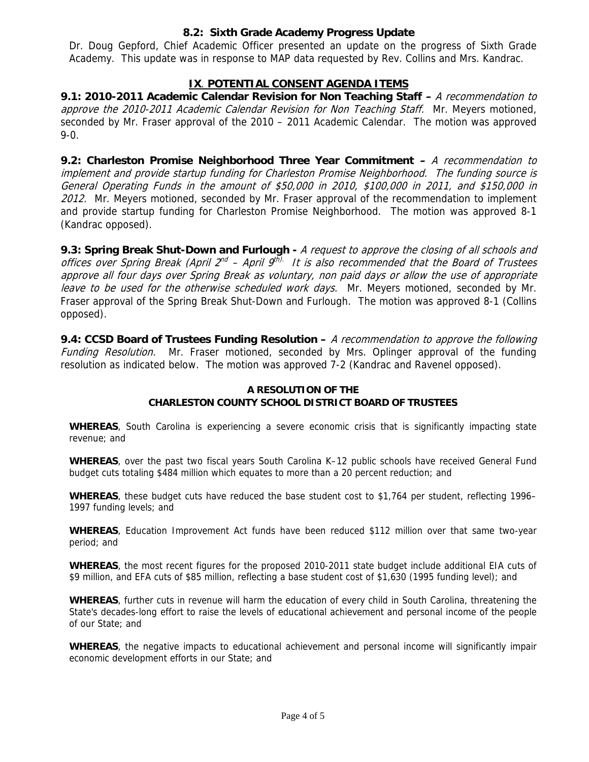### 8.2: Sixth Grade Academy Progress Update

Dr. Doug Gepford, Chief Academic Officer presented an update on the progress of Sixth Grade Academy. This update was in response to MAP data requested by Rev. Collins and Mrs. Kandrac.

## IX. POTENTIAL CONSENT AGENDA ITEMS

**9.1: 2010-2011 Academic Calendar Revision for Non Teaching Staff –** *A recommendation to approve the 2010-2011 Academic Calendar Revision for Non Teaching Staff.* Mr. Meyers motioned, seconded by Mr. Fraser approval of the 2010 – 2011 Academic Calendar. The motion was approved 9-0.

**9.2: Charleston Promise Neighborhood Three Year Commitment –** *A recommendation to implement and provide startup funding for Charleston Promise Neighborhood. The funding source is General Operating Funds in the amount of $50,000 in 2010, $100,000 in 2011, and $150,000 in 2012.* Mr. Meyers motioned, seconded by Mr. Fraser approval of the recommendation to implement and provide startup funding for Charleston Promise Neighborhood. The motion was approved 8-1 (Kandrac opposed).

**9.3: Spring Break Shut-Down and Furlough -** *A request to approve the closing of all schools and offices over Spring Break (April 2nd – April 9th). It is also recommended that the Board of Trustees approve all four days over Spring Break as voluntary, non paid days or allow the use of appropriate leave to be used for the otherwise scheduled work days.* Mr. Meyers motioned, seconded by Mr. Fraser approval of the Spring Break Shut-Down and Furlough. The motion was approved 8-1 (Collins opposed).

**9.4: CCSD Board of Trustees Funding Resolution –** *A recommendation to approve the following Funding Resolution.* Mr. Fraser motioned, seconded by Mrs. Oplinger approval of the funding resolution as indicated below. The motion was approved 7-2 (Kandrac and Ravenel opposed).

**A RESOLUTION OF THE**
**CHARLESTON COUNTY SCHOOL DISTRICT BOARD OF TRUSTEES**

**WHEREAS**, South Carolina is experiencing a severe economic crisis that is significantly impacting state revenue; and

**WHEREAS**, over the past two fiscal years South Carolina K–12 public schools have received General Fund budget cuts totaling $484 million which equates to more than a 20 percent reduction; and

**WHEREAS**, these budget cuts have reduced the base student cost to $1,764 per student, reflecting 1996–1997 funding levels; and

**WHEREAS**, Education Improvement Act funds have been reduced $112 million over that same two-year period; and

**WHEREAS**, the most recent figures for the proposed 2010-2011 state budget include additional EIA cuts of $9 million, and EFA cuts of $85 million, reflecting a base student cost of $1,630 (1995 funding level); and

**WHEREAS**, further cuts in revenue will harm the education of every child in South Carolina, threatening the State's decades-long effort to raise the levels of educational achievement and personal income of the people of our State; and

**WHEREAS**, the negative impacts to educational achievement and personal income will significantly impair economic development efforts in our State; and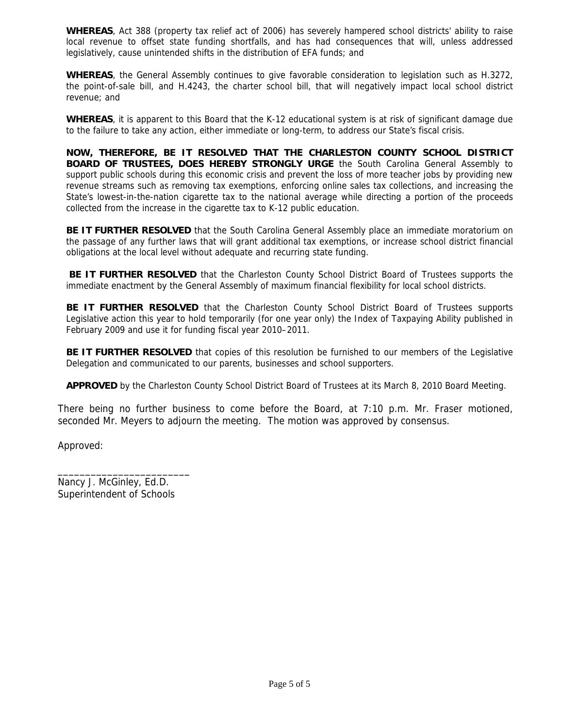**WHEREAS**, Act 388 (property tax relief act of 2006) has severely hampered school districts' ability to raise local revenue to offset state funding shortfalls, and has had consequences that will, unless addressed legislatively, cause unintended shifts in the distribution of EFA funds; and

**WHEREAS**, the General Assembly continues to give favorable consideration to legislation such as H.3272, the point-of-sale bill, and H.4243, the charter school bill, that will negatively impact local school district revenue; and

**WHEREAS**, it is apparent to this Board that the K-12 educational system is at risk of significant damage due to the failure to take any action, either immediate or long-term, to address our State's fiscal crisis.

**NOW, THEREFORE, BE IT RESOLVED THAT THE CHARLESTON COUNTY SCHOOL DISTRICT BOARD OF TRUSTEES, DOES HEREBY STRONGLY URGE** the South Carolina General Assembly to support public schools during this economic crisis and prevent the loss of more teacher jobs by providing new revenue streams such as removing tax exemptions, enforcing online sales tax collections, and increasing the State's lowest-in-the-nation cigarette tax to the national average while directing a portion of the proceeds collected from the increase in the cigarette tax to K-12 public education.

**BE IT FURTHER RESOLVED** that the South Carolina General Assembly place an immediate moratorium on the passage of any further laws that will grant additional tax exemptions, or increase school district financial obligations at the local level without adequate and recurring state funding.

**BE IT FURTHER RESOLVED** that the Charleston County School District Board of Trustees supports the immediate enactment by the General Assembly of maximum financial flexibility for local school districts.

**BE IT FURTHER RESOLVED** that the Charleston County School District Board of Trustees supports Legislative action this year to hold temporarily (for one year only) the Index of Taxpaying Ability published in February 2009 and use it for funding fiscal year 2010–2011.

**BE IT FURTHER RESOLVED** that copies of this resolution be furnished to our members of the Legislative Delegation and communicated to our parents, businesses and school supporters.

**APPROVED** by the Charleston County School District Board of Trustees at its March 8, 2010 Board Meeting.

There being no further business to come before the Board, at 7:10 p.m. Mr. Fraser motioned, seconded Mr. Meyers to adjourn the meeting. The motion was approved by consensus.

Approved:

________________________
Nancy J. McGinley, Ed.D.
Superintendent of Schools